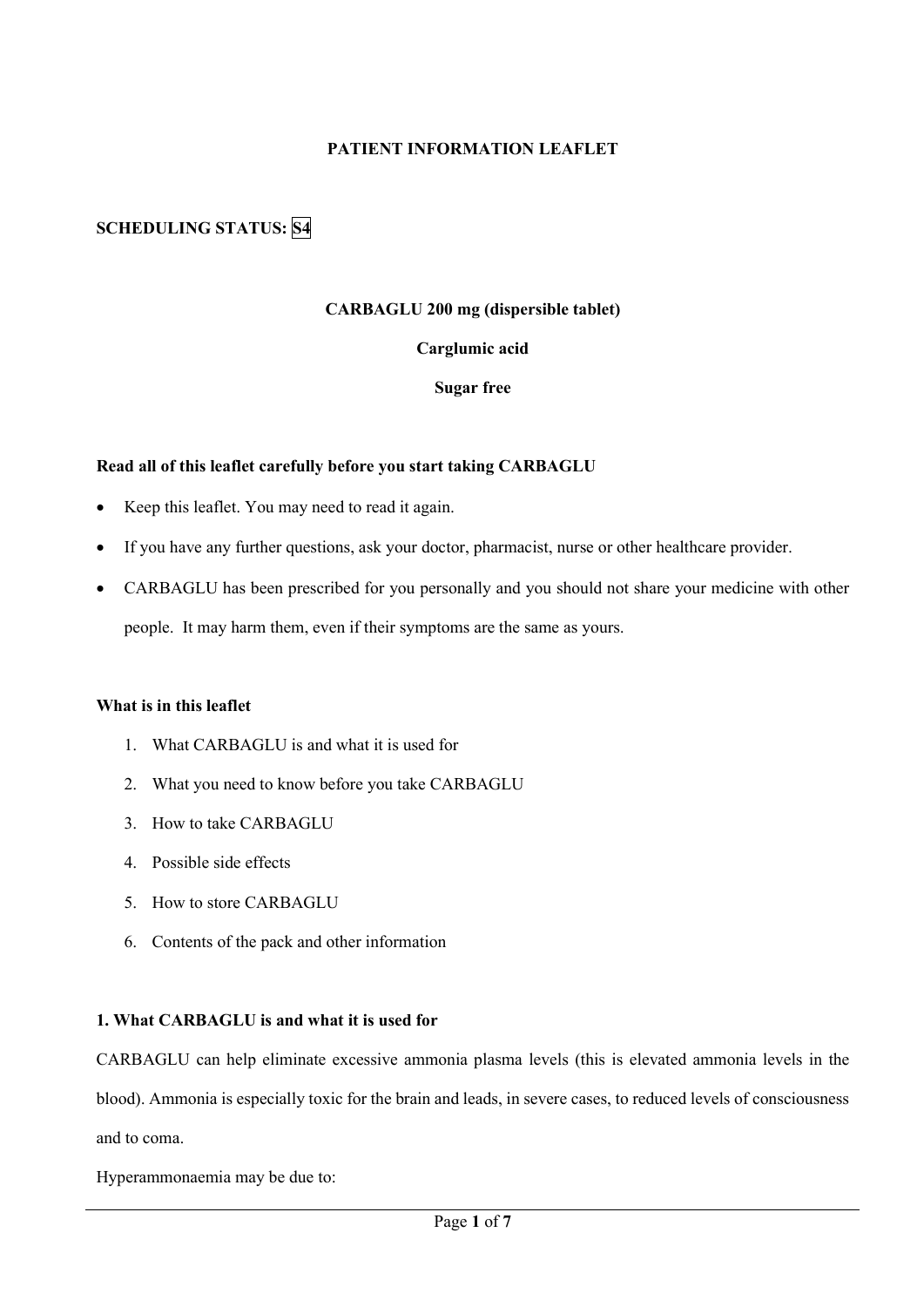**PATIENT INFORMATION LEAFLET**

**SCHEDULING STATUS: S4**

**CARBAGLU 200 mg (dispersible tablet)**

**Carglumic acid**

**Sugar free**

**Read all of this leaflet carefully before you start taking CARBAGLU**

- Keep this leaflet. You may need to read it again.
- If you have any further questions, ask your doctor, pharmacist, nurse or other healthcare provider.
- CARBAGLU has been prescribed for you personally and you should not share your medicine with other people. It may harm them, even if their symptoms are the same as yours.

**What is in this leaflet**

1. What CARBAGLU is and what it is used for
2. What you need to know before you take CARBAGLU
3. How to take CARBAGLU
4. Possible side effects
5. How to store CARBAGLU
6. Contents of the pack and other information

**1. What CARBAGLU is and what it is used for**

CARBAGLU can help eliminate excessive ammonia plasma levels (this is elevated ammonia levels in the blood). Ammonia is especially toxic for the brain and leads, in severe cases, to reduced levels of consciousness and to coma.

Hyperammonaemia may be due to: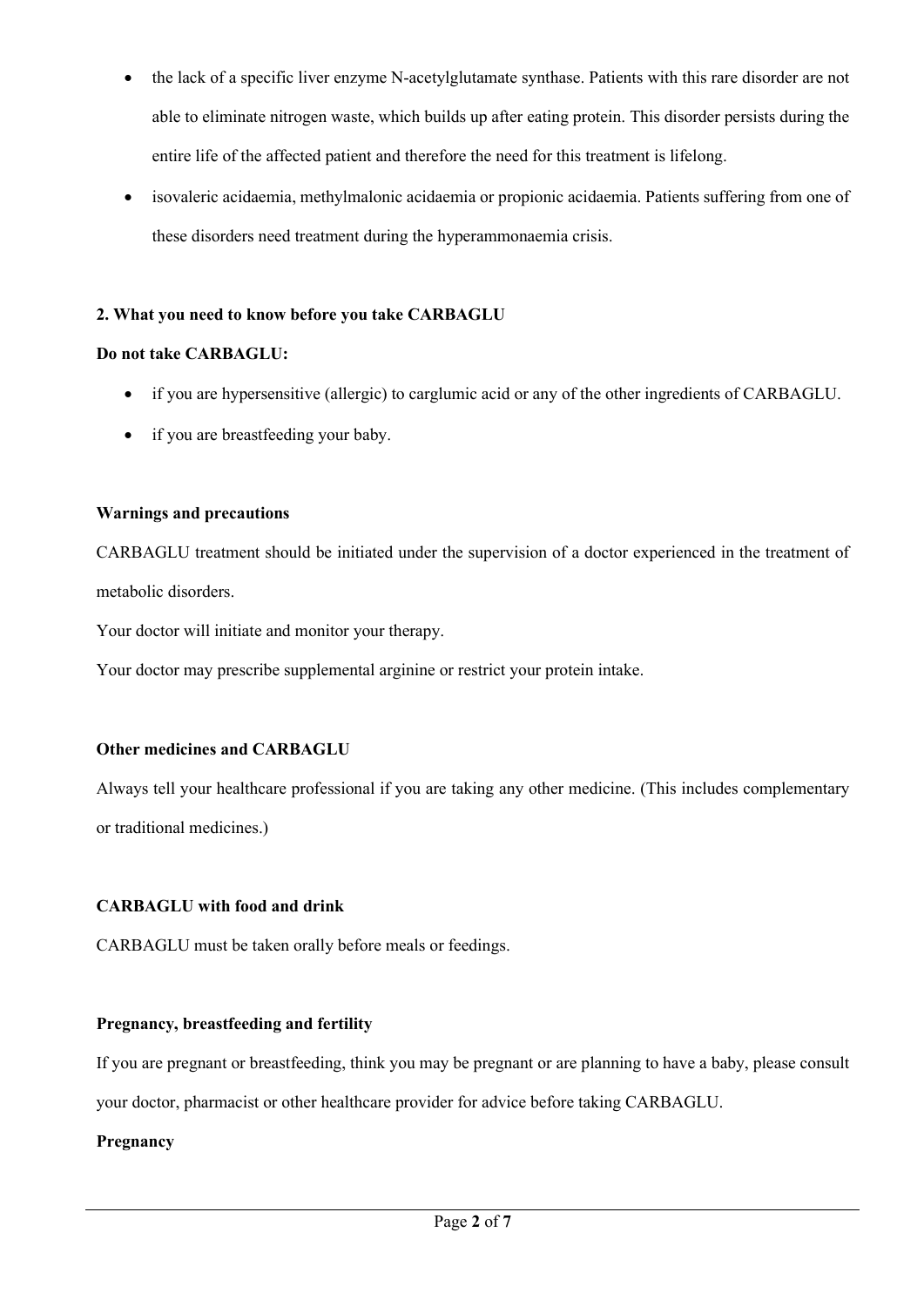- the lack of a specific liver enzyme N-acetylglutamate synthase. Patients with this rare disorder are not able to eliminate nitrogen waste, which builds up after eating protein. This disorder persists during the entire life of the affected patient and therefore the need for this treatment is lifelong.
- isovaleric acidaemia, methylmalonic acidaemia or propionic acidaemia. Patients suffering from one of these disorders need treatment during the hyperammonaemia crisis.

## 2. What you need to know before you take CARBAGLU

**Do not take CARBAGLU:**

- if you are hypersensitive (allergic) to carglumic acid or any of the other ingredients of CARBAGLU.
- if you are breastfeeding your baby.

**Warnings and precautions**

CARBAGLU treatment should be initiated under the supervision of a doctor experienced in the treatment of metabolic disorders.

Your doctor will initiate and monitor your therapy.

Your doctor may prescribe supplemental arginine or restrict your protein intake.

**Other medicines and CARBAGLU**

Always tell your healthcare professional if you are taking any other medicine. (This includes complementary or traditional medicines.)

**CARBAGLU with food and drink**

CARBAGLU must be taken orally before meals or feedings.

**Pregnancy, breastfeeding and fertility**

If you are pregnant or breastfeeding, think you may be pregnant or are planning to have a baby, please consult your doctor, pharmacist or other healthcare provider for advice before taking CARBAGLU.

**Pregnancy**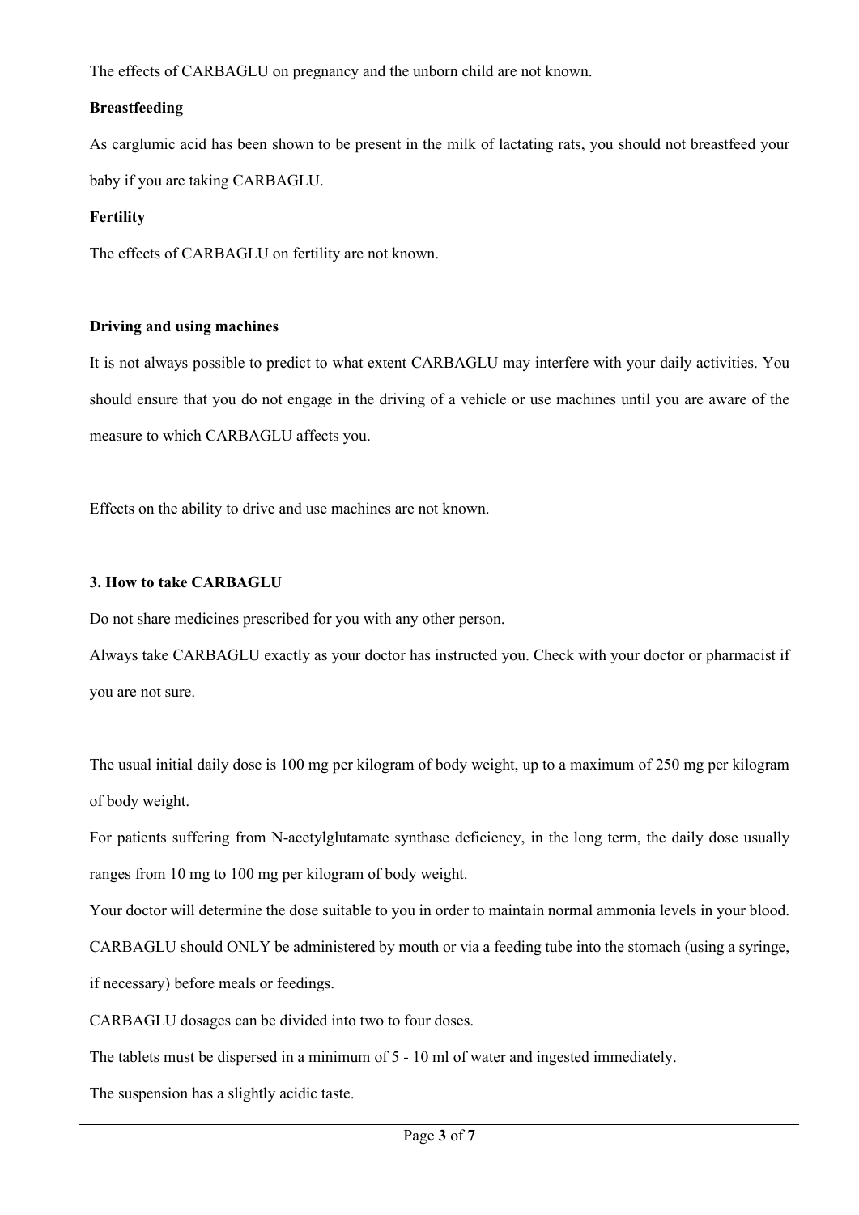The effects of CARBAGLU on pregnancy and the unborn child are not known.

**Breastfeeding**

As carglumic acid has been shown to be present in the milk of lactating rats, you should not breastfeed your baby if you are taking CARBAGLU.

**Fertility**

The effects of CARBAGLU on fertility are not known.

**Driving and using machines**

It is not always possible to predict to what extent CARBAGLU may interfere with your daily activities. You should ensure that you do not engage in the driving of a vehicle or use machines until you are aware of the measure to which CARBAGLU affects you.

Effects on the ability to drive and use machines are not known.

**3. How to take CARBAGLU**

Do not share medicines prescribed for you with any other person.

Always take CARBAGLU exactly as your doctor has instructed you. Check with your doctor or pharmacist if you are not sure.

The usual initial daily dose is 100 mg per kilogram of body weight, up to a maximum of 250 mg per kilogram of body weight.

For patients suffering from N-acetylglutamate synthase deficiency, in the long term, the daily dose usually ranges from 10 mg to 100 mg per kilogram of body weight.

Your doctor will determine the dose suitable to you in order to maintain normal ammonia levels in your blood.

CARBAGLU should ONLY be administered by mouth or via a feeding tube into the stomach (using a syringe, if necessary) before meals or feedings.

CARBAGLU dosages can be divided into two to four doses.

The tablets must be dispersed in a minimum of 5 - 10 ml of water and ingested immediately.

The suspension has a slightly acidic taste.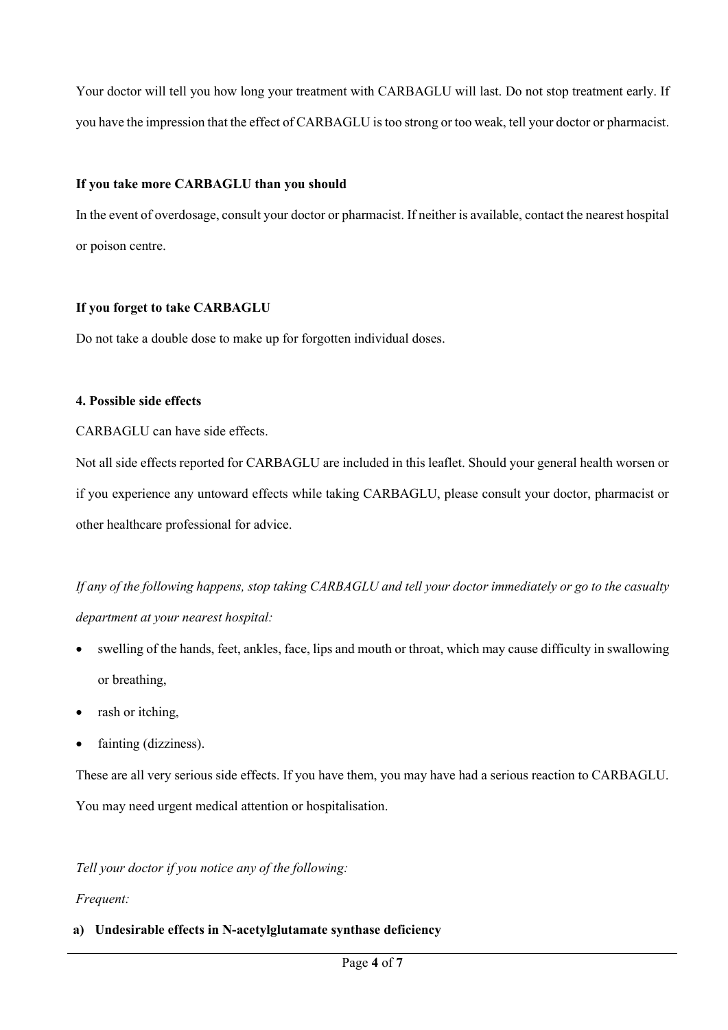Your doctor will tell you how long your treatment with CARBAGLU will last. Do not stop treatment early. If you have the impression that the effect of CARBAGLU is too strong or too weak, tell your doctor or pharmacist.

**If you take more CARBAGLU than you should**

In the event of overdosage, consult your doctor or pharmacist. If neither is available, contact the nearest hospital or poison centre.

**If you forget to take CARBAGLU**

Do not take a double dose to make up for forgotten individual doses.

## 4. Possible side effects

CARBAGLU can have side effects.

Not all side effects reported for CARBAGLU are included in this leaflet. Should your general health worsen or if you experience any untoward effects while taking CARBAGLU, please consult your doctor, pharmacist or other healthcare professional for advice.

*If any of the following happens, stop taking CARBAGLU and tell your doctor immediately or go to the casualty department at your nearest hospital:*

- swelling of the hands, feet, ankles, face, lips and mouth or throat, which may cause difficulty in swallowing or breathing,
- rash or itching,
- fainting (dizziness).

These are all very serious side effects. If you have them, you may have had a serious reaction to CARBAGLU. You may need urgent medical attention or hospitalisation.

*Tell your doctor if you notice any of the following:*

*Frequent:*

**a) Undesirable effects in N-acetylglutamate synthase deficiency**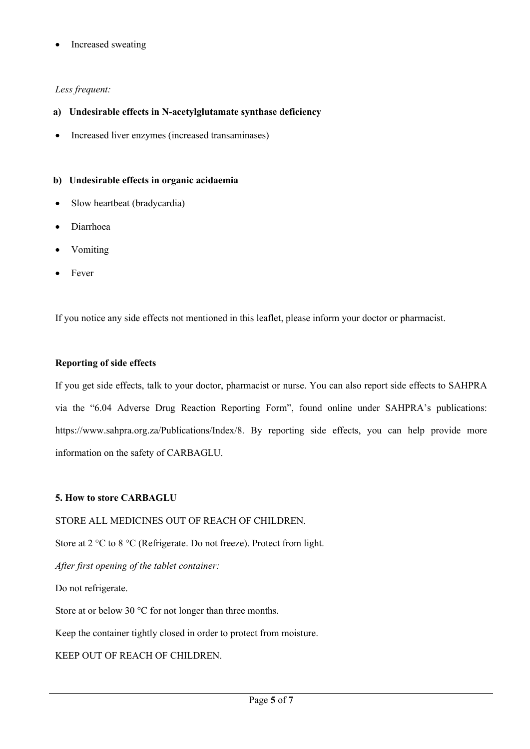- Increased sweating

*Less frequent:*

**a) Undesirable effects in N-acetylglutamate synthase deficiency**

- Increased liver enzymes (increased transaminases)

**b) Undesirable effects in organic acidaemia**

- Slow heartbeat (bradycardia)
- Diarrhoea
- Vomiting
- Fever

If you notice any side effects not mentioned in this leaflet, please inform your doctor or pharmacist.

**Reporting of side effects**

If you get side effects, talk to your doctor, pharmacist or nurse. You can also report side effects to SAHPRA via the "6.04 Adverse Drug Reaction Reporting Form", found online under SAHPRA's publications: https://www.sahpra.org.za/Publications/Index/8. By reporting side effects, you can help provide more information on the safety of CARBAGLU.

**5. How to store CARBAGLU**

STORE ALL MEDICINES OUT OF REACH OF CHILDREN.

Store at 2 °C to 8 °C (Refrigerate. Do not freeze). Protect from light.

*After first opening of the tablet container:*

Do not refrigerate.

Store at or below 30 °C for not longer than three months.

Keep the container tightly closed in order to protect from moisture.

KEEP OUT OF REACH OF CHILDREN.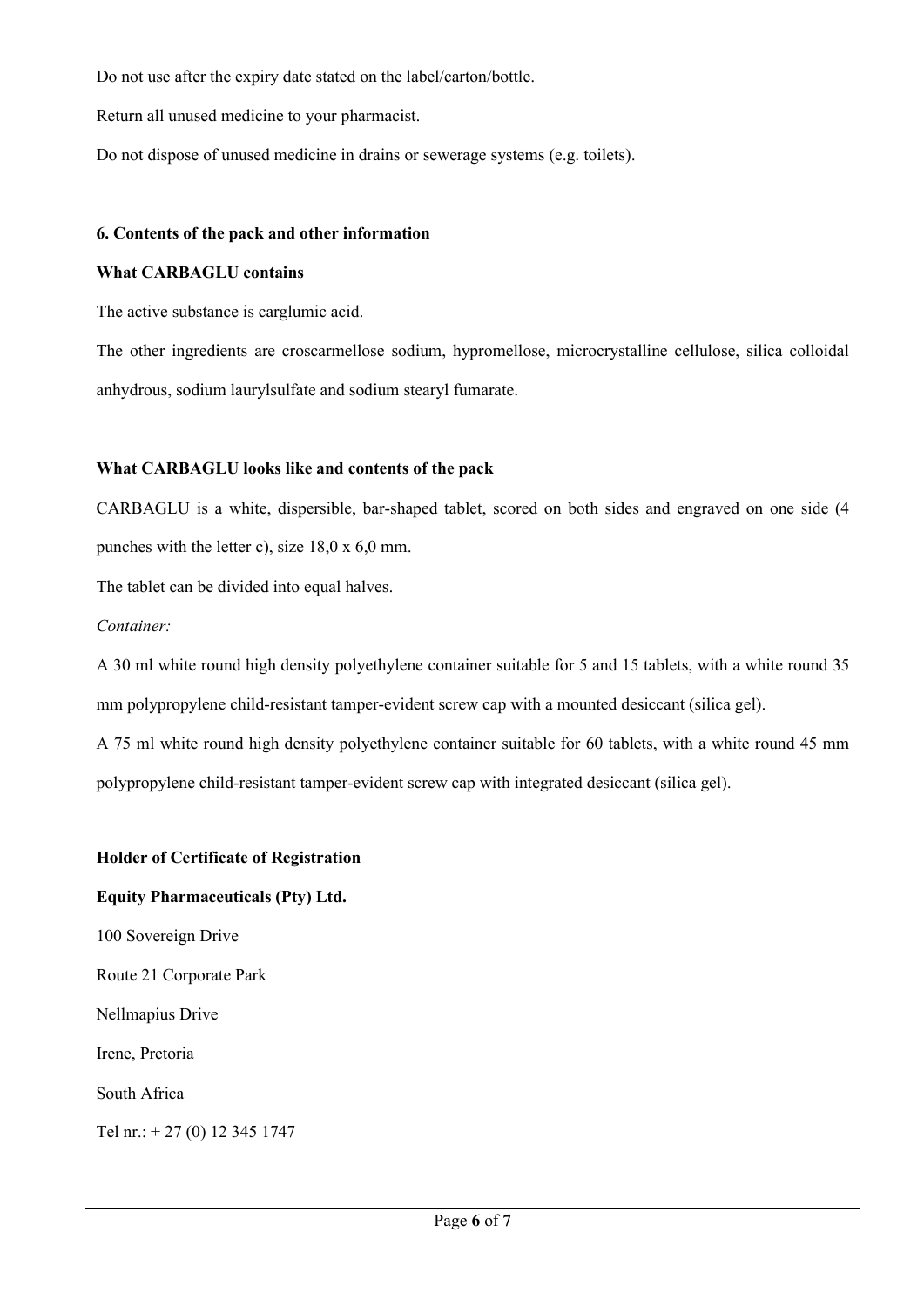Do not use after the expiry date stated on the label/carton/bottle.

Return all unused medicine to your pharmacist.

Do not dispose of unused medicine in drains or sewerage systems (e.g. toilets).

## 6. Contents of the pack and other information

### What CARBAGLU contains

The active substance is carglumic acid.

The other ingredients are croscarmellose sodium, hypromellose, microcrystalline cellulose, silica colloidal anhydrous, sodium laurylsulfate and sodium stearyl fumarate.

### What CARBAGLU looks like and contents of the pack

CARBAGLU is a white, dispersible, bar-shaped tablet, scored on both sides and engraved on one side (4 punches with the letter c), size 18,0 x 6,0 mm.

The tablet can be divided into equal halves.

*Container:*

A 30 ml white round high density polyethylene container suitable for 5 and 15 tablets, with a white round 35 mm polypropylene child-resistant tamper-evident screw cap with a mounted desiccant (silica gel).

A 75 ml white round high density polyethylene container suitable for 60 tablets, with a white round 45 mm polypropylene child-resistant tamper-evident screw cap with integrated desiccant (silica gel).

### Holder of Certificate of Registration

**Equity Pharmaceuticals (Pty) Ltd.**

100 Sovereign Drive

Route 21 Corporate Park

Nellmapius Drive

Irene, Pretoria

South Africa

Tel nr.: + 27 (0) 12 345 1747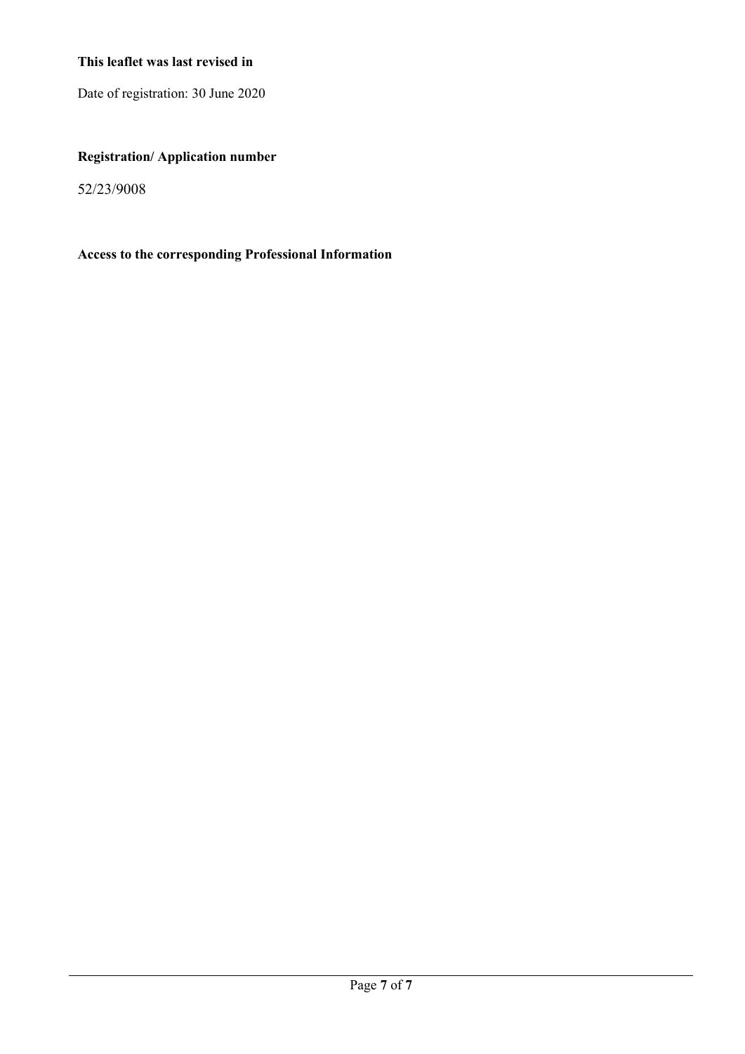**This leaflet was last revised in**

Date of registration: 30 June 2020

**Registration/ Application number**

52/23/9008

**Access to the corresponding Professional Information**